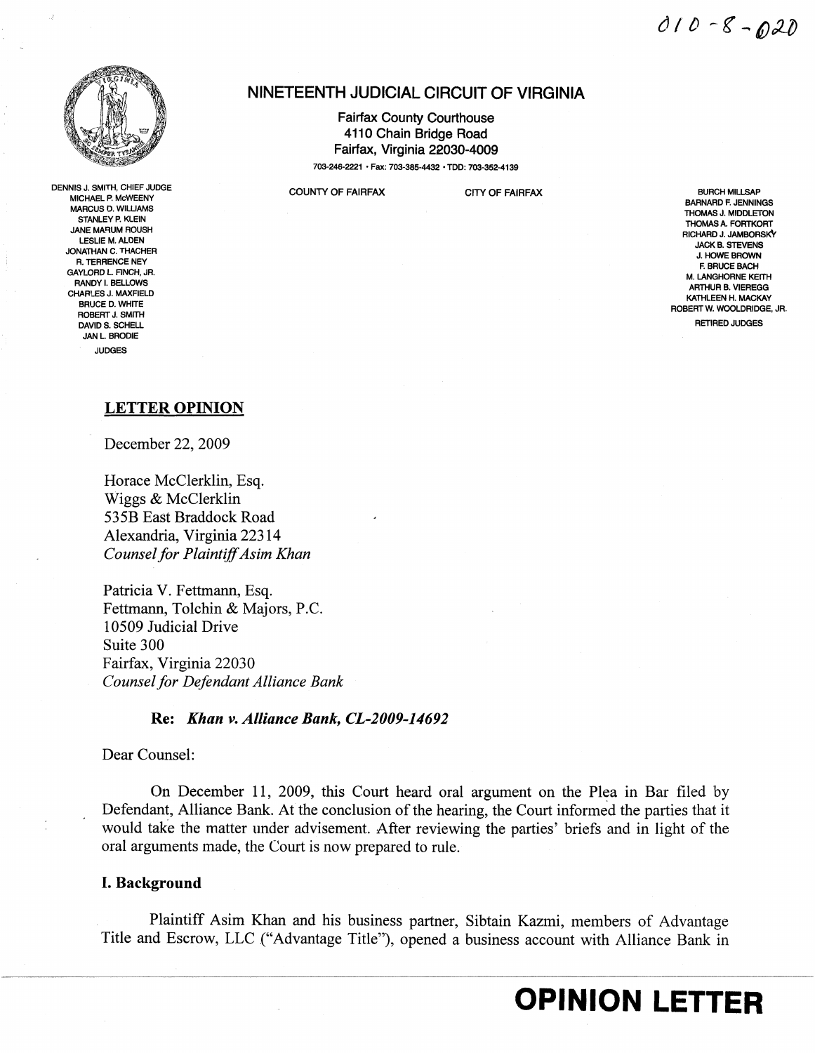010-8-020

## NINETEENTH JUDICIAL CIRCUIT OF VIRGINIA

Fairfax County Courthouse
4110 Chain Bridge Road
Fairfax, Virginia 22030-4009

703-246-2221 • Fax: 703-385-4432 • TDD: 703-352-4139

COUNTY OF FAIRFAX CITY OF FAIRFAX

DENNIS J. SMITH, CHIEF JUDGE
MICHAEL P. McWEENY
MARCUS D. WILLIAMS
STANLEY P. KLEIN
JANE MARUM ROUSH
LESLIE M. ALDEN
JONATHAN C. THACHER
R. TERRENCE NEY
GAYLORD L. FINCH, JR.
RANDY I. BELLOWS
CHARLES J. MAXFIELD
BRUCE D. WHITE
ROBERT J. SMITH
DAVID S. SCHELL
JAN L. BRODIE
JUDGES

BURCH MILLSAP
BARNARD F. JENNINGS
THOMAS J. MIDDLETON
THOMAS A. FORTKORT
RICHARD J. JAMBORSKY
JACK B. STEVENS
J. HOWE BROWN
F. BRUCE BACH
M. LANGHORNE KEITH
ARTHUR B. VIEREGG
KATHLEEN H. MACKAY
ROBERT W. WOOLDRIDGE, JR.
RETIRED JUDGES

**LETTER OPINION**

December 22, 2009

Horace McClerklin, Esq.
Wiggs & McClerklin
535B East Braddock Road
Alexandria, Virginia 22314
*Counsel for Plaintiff Asim Khan*

Patricia V. Fettmann, Esq.
Fettmann, Tolchin & Majors, P.C.
10509 Judicial Drive
Suite 300
Fairfax, Virginia 22030
*Counsel for Defendant Alliance Bank*

**Re: *Khan v. Alliance Bank, CL-2009-14692***

Dear Counsel:

On December 11, 2009, this Court heard oral argument on the Plea in Bar filed by Defendant, Alliance Bank. At the conclusion of the hearing, the Court informed the parties that it would take the matter under advisement. After reviewing the parties' briefs and in light of the oral arguments made, the Court is now prepared to rule.

### I. Background

Plaintiff Asim Khan and his business partner, Sibtain Kazmi, members of Advantage Title and Escrow, LLC ("Advantage Title"), opened a business account with Alliance Bank in

**OPINION LETTER**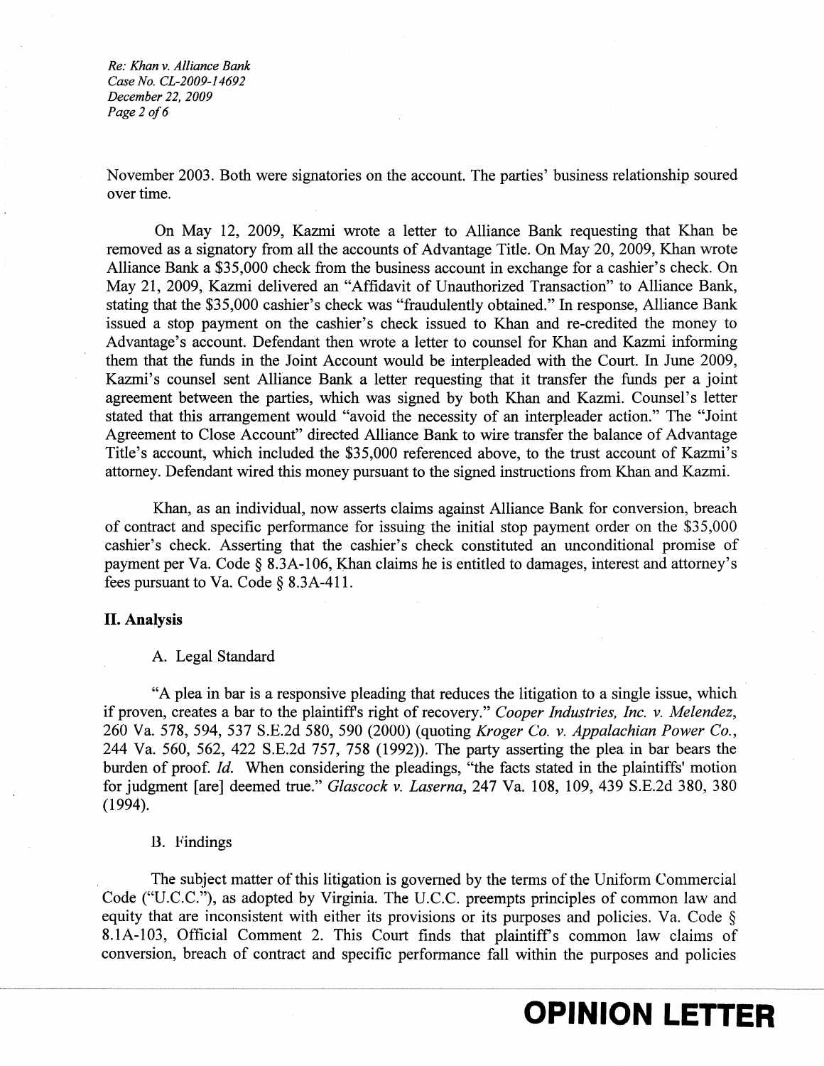November 2003. Both were signatories on the account. The parties' business relationship soured over time.

On May 12, 2009, Kazmi wrote a letter to Alliance Bank requesting that Khan be removed as a signatory from all the accounts of Advantage Title. On May 20, 2009, Khan wrote Alliance Bank a $35,000 check from the business account in exchange for a cashier's check. On May 21, 2009, Kazmi delivered an "Affidavit of Unauthorized Transaction" to Alliance Bank, stating that the $35,000 cashier's check was "fraudulently obtained." In response, Alliance Bank issued a stop payment on the cashier's check issued to Khan and re-credited the money to Advantage's account. Defendant then wrote a letter to counsel for Khan and Kazmi informing them that the funds in the Joint Account would be interpleaded with the Court. In June 2009, Kazmi's counsel sent Alliance Bank a letter requesting that it transfer the funds per a joint agreement between the parties, which was signed by both Khan and Kazmi. Counsel's letter stated that this arrangement would "avoid the necessity of an interpleader action." The "Joint Agreement to Close Account" directed Alliance Bank to wire transfer the balance of Advantage Title's account, which included the $35,000 referenced above, to the trust account of Kazmi's attorney. Defendant wired this money pursuant to the signed instructions from Khan and Kazmi.

Khan, as an individual, now asserts claims against Alliance Bank for conversion, breach of contract and specific performance for issuing the initial stop payment order on the $35,000 cashier's check. Asserting that the cashier's check constituted an unconditional promise of payment per Va. Code § 8.3A-106, Khan claims he is entitled to damages, interest and attorney's fees pursuant to Va. Code § 8.3A-411.

## II. Analysis

### A. Legal Standard

"A plea in bar is a responsive pleading that reduces the litigation to a single issue, which if proven, creates a bar to the plaintiff's right of recovery." *Cooper Industries, Inc. v. Melendez*, 260 Va. 578, 594, 537 S.E.2d 580, 590 (2000) (quoting *Kroger Co. v. Appalachian Power Co.*, 244 Va. 560, 562, 422 S.E.2d 757, 758 (1992)). The party asserting the plea in bar bears the burden of proof. *Id.* When considering the pleadings, "the facts stated in the plaintiffs' motion for judgment [are] deemed true." *Glascock v. Laserna*, 247 Va. 108, 109, 439 S.E.2d 380, 380 (1994).

### B. Findings

The subject matter of this litigation is governed by the terms of the Uniform Commercial Code ("U.C.C."), as adopted by Virginia. The U.C.C. preempts principles of common law and equity that are inconsistent with either its provisions or its purposes and policies. Va. Code § 8.1A-103, Official Comment 2. This Court finds that plaintiff's common law claims of conversion, breach of contract and specific performance fall within the purposes and policies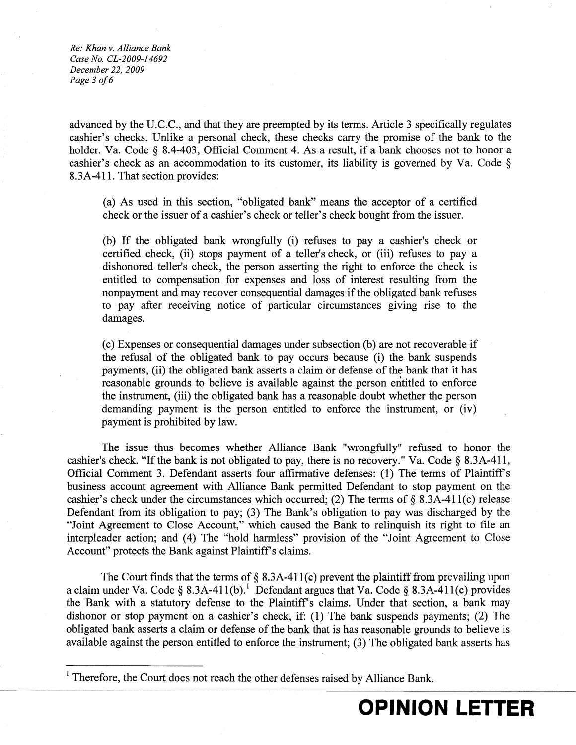advanced by the U.C.C., and that they are preempted by its terms. Article 3 specifically regulates cashier's checks. Unlike a personal check, these checks carry the promise of the bank to the holder. Va. Code § 8.4-403, Official Comment 4. As a result, if a bank chooses not to honor a cashier's check as an accommodation to its customer, its liability is governed by Va. Code § 8.3A-411. That section provides:

> (a) As used in this section, "obligated bank" means the acceptor of a certified check or the issuer of a cashier's check or teller's check bought from the issuer.
>
> (b) If the obligated bank wrongfully (i) refuses to pay a cashier's check or certified check, (ii) stops payment of a teller's check, or (iii) refuses to pay a dishonored teller's check, the person asserting the right to enforce the check is entitled to compensation for expenses and loss of interest resulting from the nonpayment and may recover consequential damages if the obligated bank refuses to pay after receiving notice of particular circumstances giving rise to the damages.
>
> (c) Expenses or consequential damages under subsection (b) are not recoverable if the refusal of the obligated bank to pay occurs because (i) the bank suspends payments, (ii) the obligated bank asserts a claim or defense of the bank that it has reasonable grounds to believe is available against the person entitled to enforce the instrument, (iii) the obligated bank has a reasonable doubt whether the person demanding payment is the person entitled to enforce the instrument, or (iv) payment is prohibited by law.

The issue thus becomes whether Alliance Bank "wrongfully" refused to honor the cashier's check. "If the bank is not obligated to pay, there is no recovery." Va. Code § 8.3A-411, Official Comment 3. Defendant asserts four affirmative defenses: (1) The terms of Plaintiff's business account agreement with Alliance Bank permitted Defendant to stop payment on the cashier's check under the circumstances which occurred; (2) The terms of § 8.3A-411(c) release Defendant from its obligation to pay; (3) The Bank's obligation to pay was discharged by the "Joint Agreement to Close Account," which caused the Bank to relinquish its right to file an interpleader action; and (4) The "hold harmless" provision of the "Joint Agreement to Close Account" protects the Bank against Plaintiff's claims.

The Court finds that the terms of § 8.3A-411(c) prevent the plaintiff from prevailing upon a claim under Va. Code § 8.3A-411(b).[1] Defendant argues that Va. Code § 8.3A-411(c) provides the Bank with a statutory defense to the Plaintiff's claims. Under that section, a bank may dishonor or stop payment on a cashier's check, if: (1) The bank suspends payments; (2) The obligated bank asserts a claim or defense of the bank that is has reasonable grounds to believe is available against the person entitled to enforce the instrument; (3) The obligated bank asserts has

[1] Therefore, the Court does not reach the other defenses raised by Alliance Bank.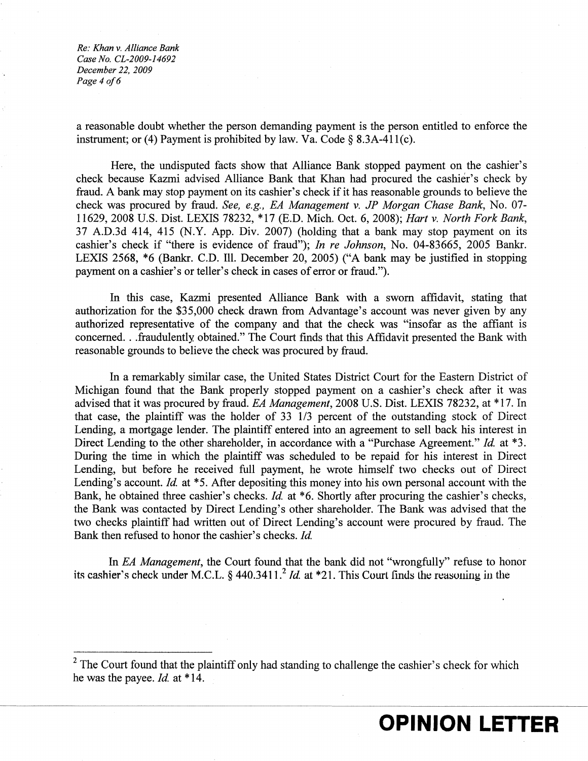a reasonable doubt whether the person demanding payment is the person entitled to enforce the instrument; or (4) Payment is prohibited by law. Va. Code § 8.3A-411(c).

Here, the undisputed facts show that Alliance Bank stopped payment on the cashier's check because Kazmi advised Alliance Bank that Khan had procured the cashier's check by fraud. A bank may stop payment on its cashier's check if it has reasonable grounds to believe the check was procured by fraud. *See, e.g., EA Management v. JP Morgan Chase Bank*, No. 07-11629, 2008 U.S. Dist. LEXIS 78232, *17 (E.D. Mich. Oct. 6, 2008); *Hart v. North Fork Bank*, 37 A.D.3d 414, 415 (N.Y. App. Div. 2007) (holding that a bank may stop payment on its cashier's check if "there is evidence of fraud"); *In re Johnson*, No. 04-83665, 2005 Bankr. LEXIS 2568, *6 (Bankr. C.D. Ill. December 20, 2005) ("A bank may be justified in stopping payment on a cashier's or teller's check in cases of error or fraud.").

In this case, Kazmi presented Alliance Bank with a sworn affidavit, stating that authorization for the $35,000 check drawn from Advantage's account was never given by any authorized representative of the company and that the check was "insofar as the affiant is concerned. . .fraudulently obtained." The Court finds that this Affidavit presented the Bank with reasonable grounds to believe the check was procured by fraud.

In a remarkably similar case, the United States District Court for the Eastern District of Michigan found that the Bank properly stopped payment on a cashier's check after it was advised that it was procured by fraud. *EA Management*, 2008 U.S. Dist. LEXIS 78232, at *17. In that case, the plaintiff was the holder of 33 1/3 percent of the outstanding stock of Direct Lending, a mortgage lender. The plaintiff entered into an agreement to sell back his interest in Direct Lending to the other shareholder, in accordance with a "Purchase Agreement." *Id.* at *3. During the time in which the plaintiff was scheduled to be repaid for his interest in Direct Lending, but before he received full payment, he wrote himself two checks out of Direct Lending's account. *Id.* at *5. After depositing this money into his own personal account with the Bank, he obtained three cashier's checks. *Id.* at *6. Shortly after procuring the cashier's checks, the Bank was contacted by Direct Lending's other shareholder. The Bank was advised that the two checks plaintiff had written out of Direct Lending's account were procured by fraud. The Bank then refused to honor the cashier's checks. *Id.*

In *EA Management*, the Court found that the bank did not "wrongfully" refuse to honor its cashier's check under M.C.L. § 440.3411.[2] *Id.* at *21. This Court finds the reasoning in the

---

[2] The Court found that the plaintiff only had standing to challenge the cashier's check for which he was the payee. *Id.* at *14.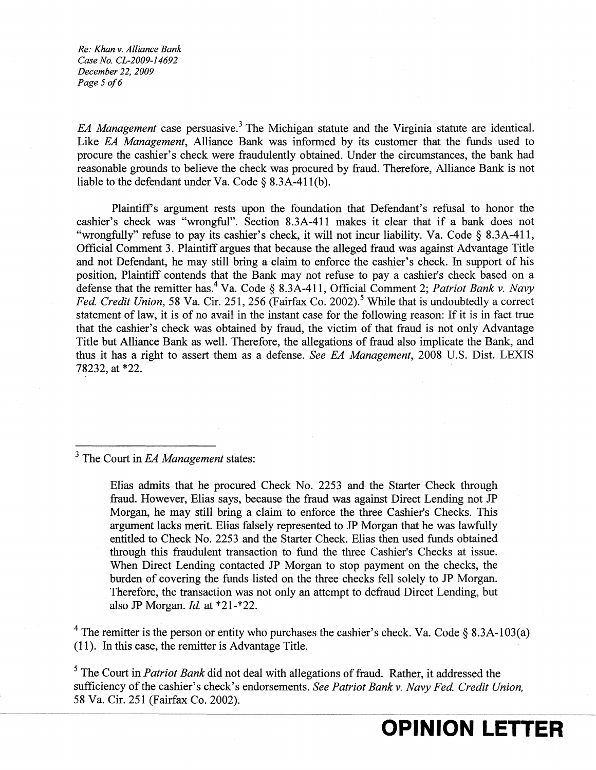*EA Management* case persuasive.[3] The Michigan statute and the Virginia statute are identical. Like *EA Management*, Alliance Bank was informed by its customer that the funds used to procure the cashier's check were fraudulently obtained. Under the circumstances, the bank had reasonable grounds to believe the check was procured by fraud. Therefore, Alliance Bank is not liable to the defendant under Va. Code § 8.3A-411(b).

Plaintiff's argument rests upon the foundation that Defendant's refusal to honor the cashier's check was "wrongful". Section 8.3A-411 makes it clear that if a bank does not "wrongfully" refuse to pay its cashier's check, it will not incur liability. Va. Code § 8.3A-411, Official Comment 3. Plaintiff argues that because the alleged fraud was against Advantage Title and not Defendant, he may still bring a claim to enforce the cashier's check. In support of his position, Plaintiff contends that the Bank may not refuse to pay a cashier's check based on a defense that the remitter has.[4] Va. Code § 8.3A-411, Official Comment 2; *Patriot Bank v. Navy Fed. Credit Union*, 58 Va. Cir. 251, 256 (Fairfax Co. 2002).[5] While that is undoubtedly a correct statement of law, it is of no avail in the instant case for the following reason: If it is in fact true that the cashier's check was obtained by fraud, the victim of that fraud is not only Advantage Title but Alliance Bank as well. Therefore, the allegations of fraud also implicate the Bank, and thus it has a right to assert them as a defense. *See EA Management*, 2008 U.S. Dist. LEXIS 78232, at *22.

---

[3] The Court in *EA Management* states:

> Elias admits that he procured Check No. 2253 and the Starter Check through fraud. However, Elias says, because the fraud was against Direct Lending not JP Morgan, he may still bring a claim to enforce the three Cashier's Checks. This argument lacks merit. Elias falsely represented to JP Morgan that he was lawfully entitled to Check No. 2253 and the Starter Check. Elias then used funds obtained through this fraudulent transaction to fund the three Cashier's Checks at issue. When Direct Lending contacted JP Morgan to stop payment on the checks, the burden of covering the funds listed on the three checks fell solely to JP Morgan. Therefore, the transaction was not only an attempt to defraud Direct Lending, but also JP Morgan. *Id.* at *21-*22.

[4] The remitter is the person or entity who purchases the cashier's check. Va. Code § 8.3A-103(a)(11). In this case, the remitter is Advantage Title.

[5] The Court in *Patriot Bank* did not deal with allegations of fraud. Rather, it addressed the sufficiency of the cashier's check's endorsements. *See Patriot Bank v. Navy Fed. Credit Union*, 58 Va. Cir. 251 (Fairfax Co. 2002).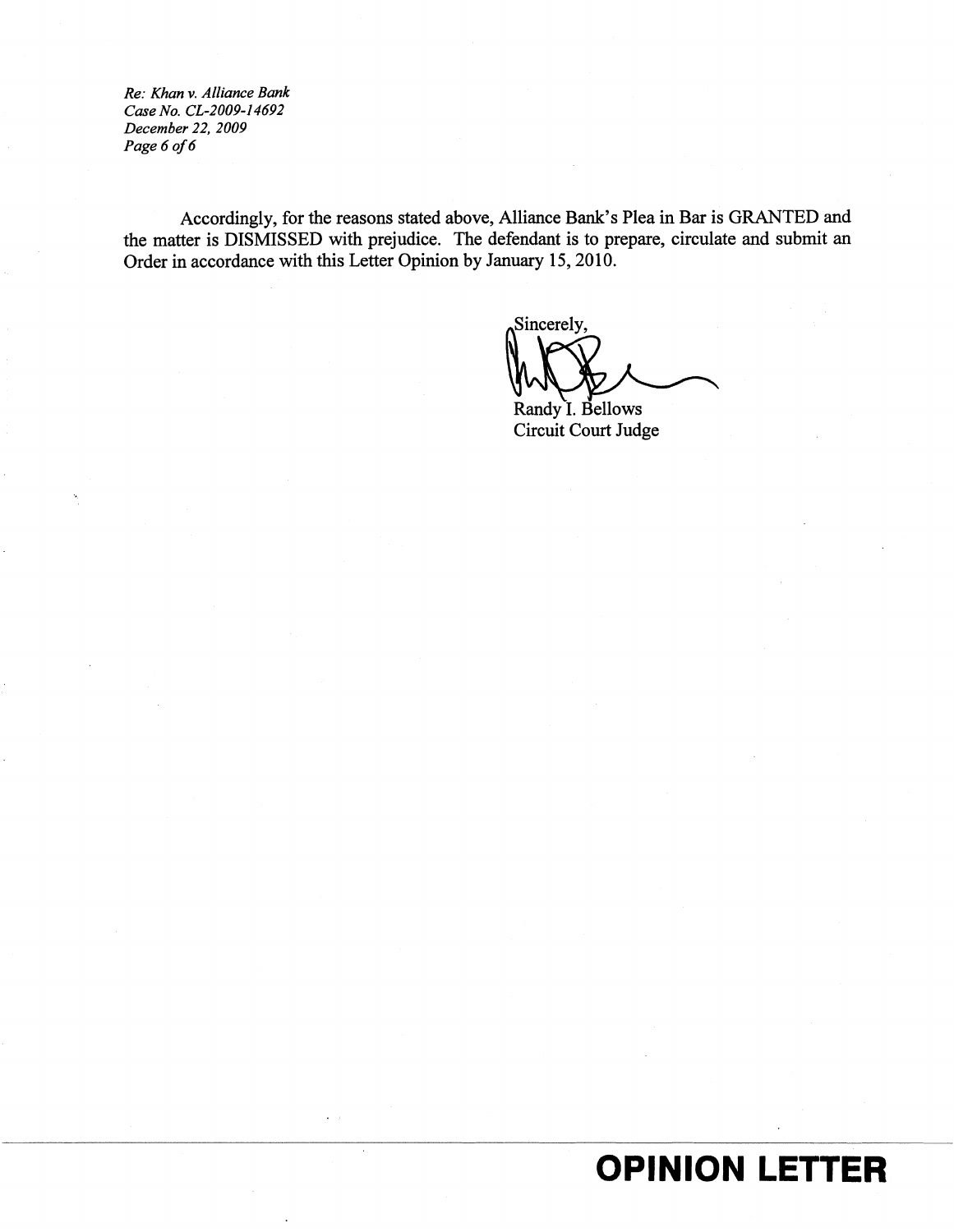Accordingly, for the reasons stated above, Alliance Bank's Plea in Bar is GRANTED and the matter is DISMISSED with prejudice. The defendant is to prepare, circulate and submit an Order in accordance with this Letter Opinion by January 15, 2010.

Sincerely,

Randy I. Bellows
Circuit Court Judge

**OPINION LETTER**